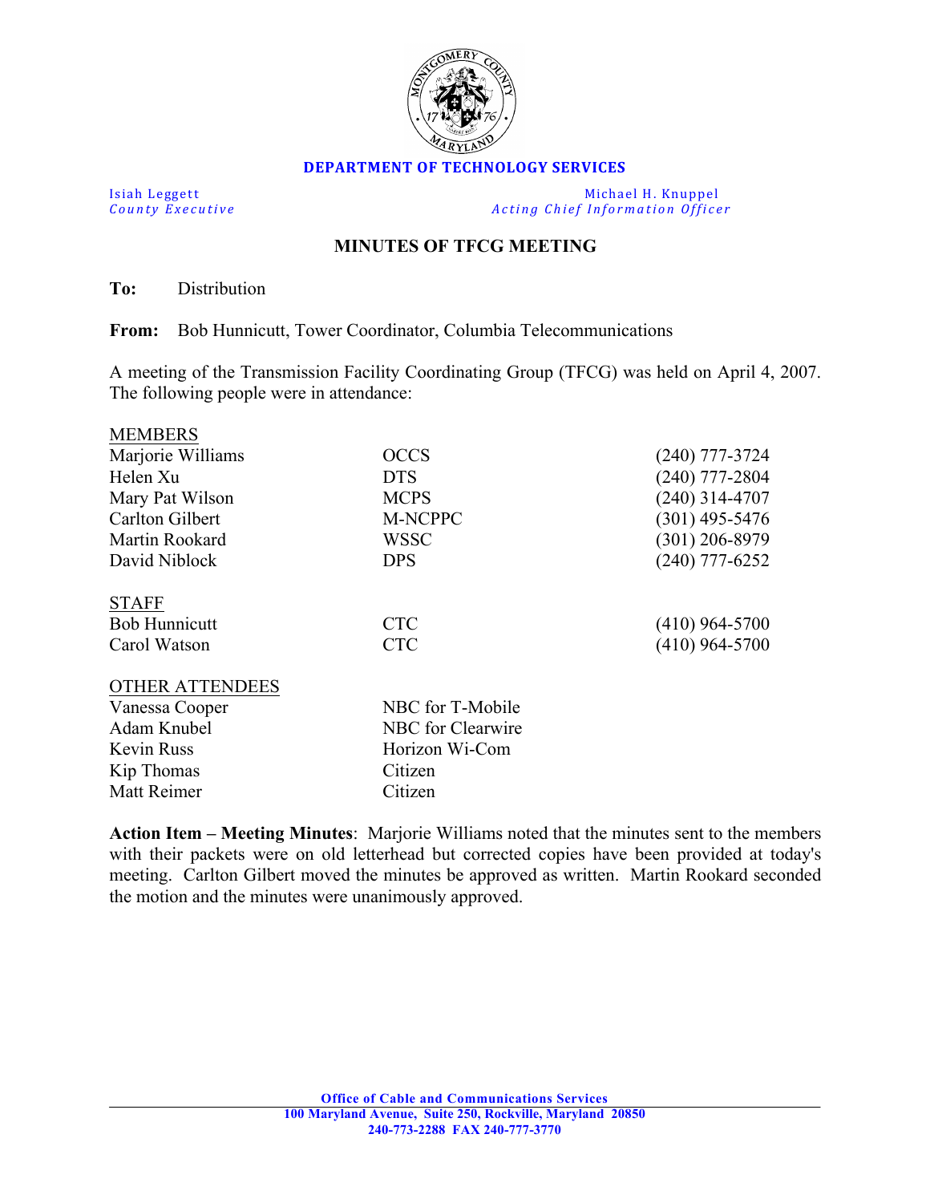**DEPARTMENT OF TECHNOLOGY SERVICES**

Isiah Leggett
*County Executive*

Michael H. Knuppel
*Acting Chief Information Officer*

## MINUTES OF TFCG MEETING

**To:** Distribution

**From:** Bob Hunnicutt, Tower Coordinator, Columbia Telecommunications

A meeting of the Transmission Facility Coordinating Group (TFCG) was held on April 4, 2007. The following people were in attendance:

| MEMBERS | | |
|---|---|---|
| Marjorie Williams | OCCS | (240) 777-3724 |
| Helen Xu | DTS | (240) 777-2804 |
| Mary Pat Wilson | MCPS | (240) 314-4707 |
| Carlton Gilbert | M-NCPPC | (301) 495-5476 |
| Martin Rookard | WSSC | (301) 206-8979 |
| David Niblock | DPS | (240) 777-6252 |

| STAFF | | |
|---|---|---|
| Bob Hunnicutt | CTC | (410) 964-5700 |
| Carol Watson | CTC | (410) 964-5700 |

| OTHER ATTENDEES | |
|---|---|
| Vanessa Cooper | NBC for T-Mobile |
| Adam Knubel | NBC for Clearwire |
| Kevin Russ | Horizon Wi-Com |
| Kip Thomas | Citizen |
| Matt Reimer | Citizen |

**Action Item – Meeting Minutes**: Marjorie Williams noted that the minutes sent to the members with their packets were on old letterhead but corrected copies have been provided at today's meeting. Carlton Gilbert moved the minutes be approved as written. Martin Rookard seconded the motion and the minutes were unanimously approved.

**Office of Cable and Communications Services**
**100 Maryland Avenue, Suite 250, Rockville, Maryland 20850**
**240-773-2288 FAX 240-777-3770**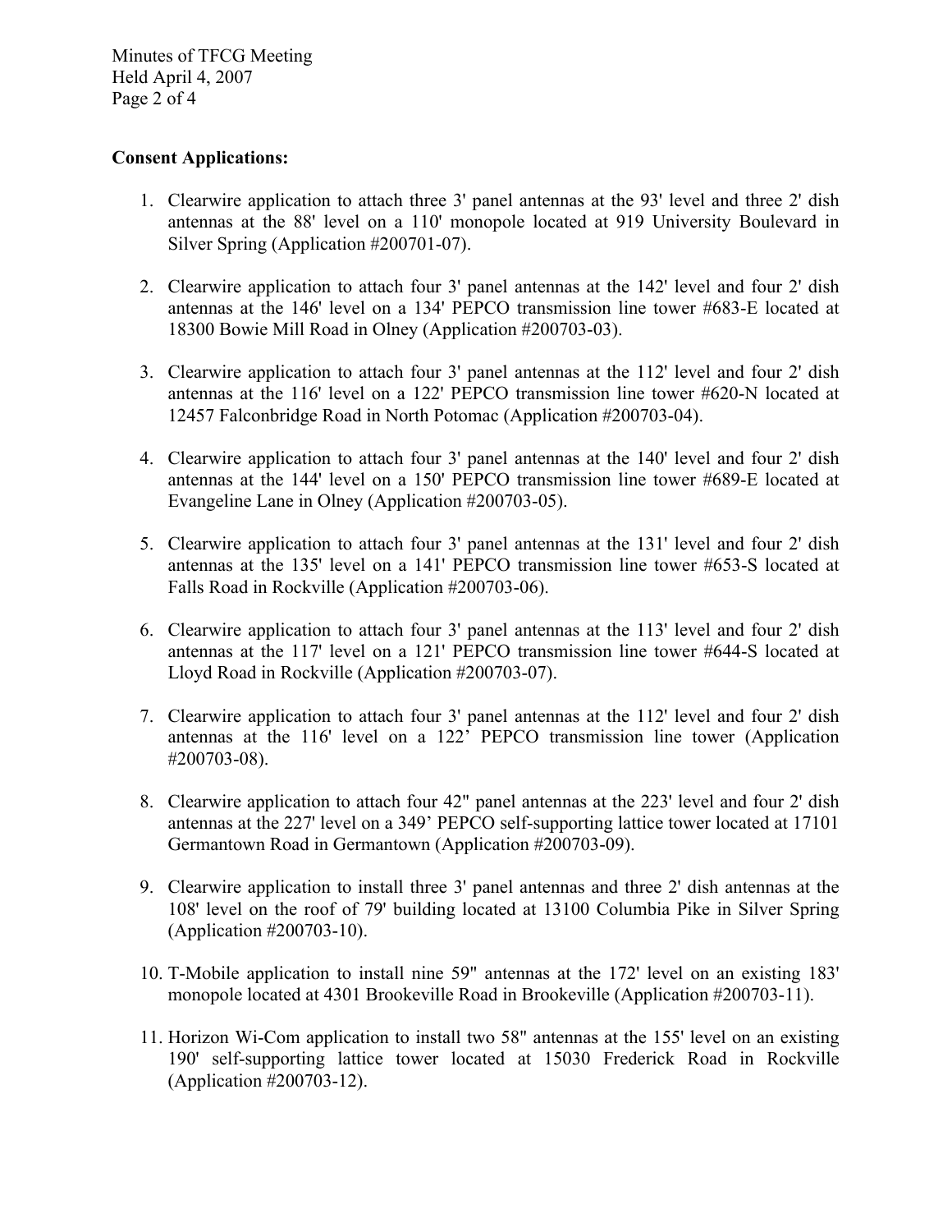**Consent Applications:**

1. Clearwire application to attach three 3' panel antennas at the 93' level and three 2' dish antennas at the 88' level on a 110' monopole located at 919 University Boulevard in Silver Spring (Application #200701-07).

2. Clearwire application to attach four 3' panel antennas at the 142' level and four 2' dish antennas at the 146' level on a 134' PEPCO transmission line tower #683-E located at 18300 Bowie Mill Road in Olney (Application #200703-03).

3. Clearwire application to attach four 3' panel antennas at the 112' level and four 2' dish antennas at the 116' level on a 122' PEPCO transmission line tower #620-N located at 12457 Falconbridge Road in North Potomac (Application #200703-04).

4. Clearwire application to attach four 3' panel antennas at the 140' level and four 2' dish antennas at the 144' level on a 150' PEPCO transmission line tower #689-E located at Evangeline Lane in Olney (Application #200703-05).

5. Clearwire application to attach four 3' panel antennas at the 131' level and four 2' dish antennas at the 135' level on a 141' PEPCO transmission line tower #653-S located at Falls Road in Rockville (Application #200703-06).

6. Clearwire application to attach four 3' panel antennas at the 113' level and four 2' dish antennas at the 117' level on a 121' PEPCO transmission line tower #644-S located at Lloyd Road in Rockville (Application #200703-07).

7. Clearwire application to attach four 3' panel antennas at the 112' level and four 2' dish antennas at the 116' level on a 122' PEPCO transmission line tower (Application #200703-08).

8. Clearwire application to attach four 42" panel antennas at the 223' level and four 2' dish antennas at the 227' level on a 349' PEPCO self-supporting lattice tower located at 17101 Germantown Road in Germantown (Application #200703-09).

9. Clearwire application to install three 3' panel antennas and three 2' dish antennas at the 108' level on the roof of 79' building located at 13100 Columbia Pike in Silver Spring (Application #200703-10).

10. T-Mobile application to install nine 59" antennas at the 172' level on an existing 183' monopole located at 4301 Brookeville Road in Brookeville (Application #200703-11).

11. Horizon Wi-Com application to install two 58" antennas at the 155' level on an existing 190' self-supporting lattice tower located at 15030 Frederick Road in Rockville (Application #200703-12).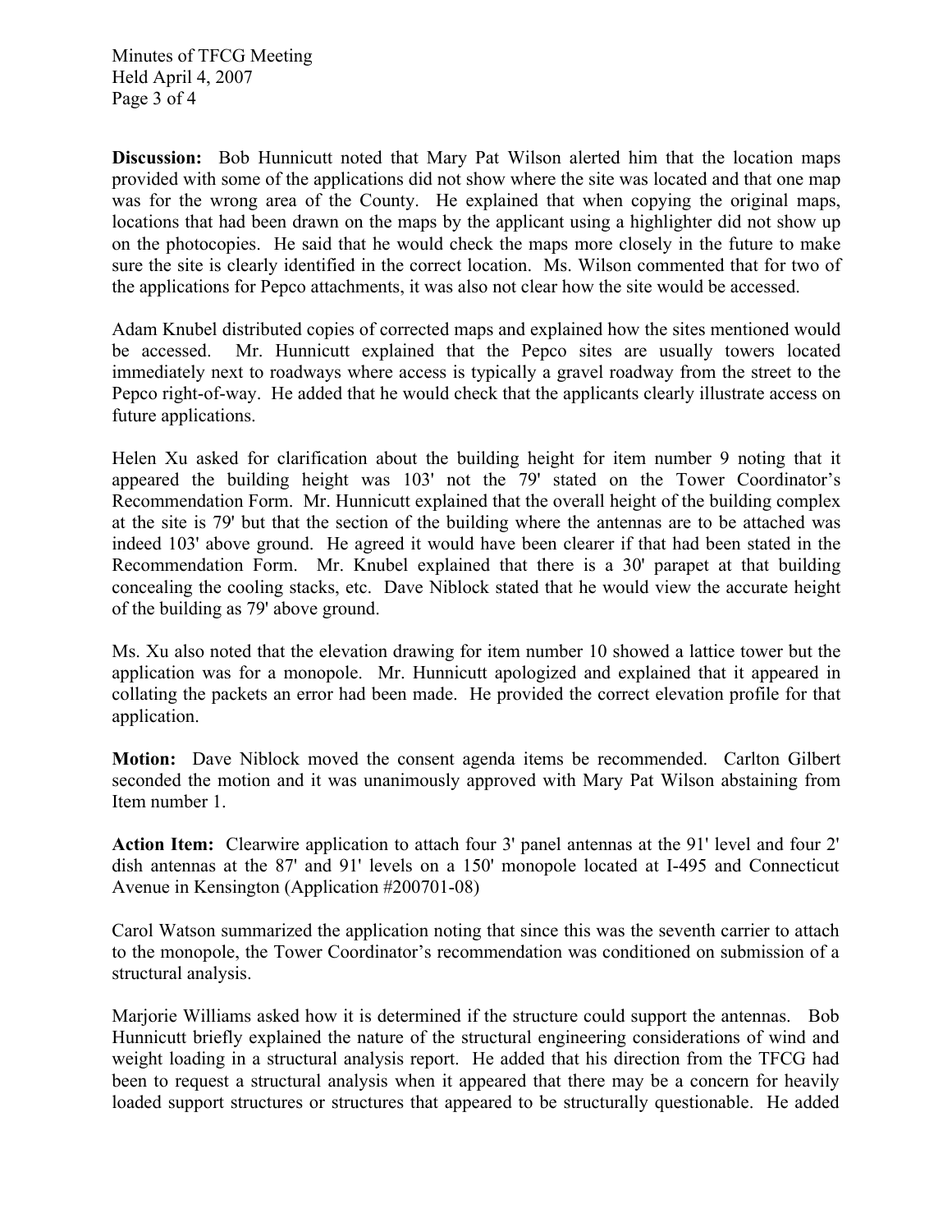**Discussion:** Bob Hunnicutt noted that Mary Pat Wilson alerted him that the location maps provided with some of the applications did not show where the site was located and that one map was for the wrong area of the County. He explained that when copying the original maps, locations that had been drawn on the maps by the applicant using a highlighter did not show up on the photocopies. He said that he would check the maps more closely in the future to make sure the site is clearly identified in the correct location. Ms. Wilson commented that for two of the applications for Pepco attachments, it was also not clear how the site would be accessed.

Adam Knubel distributed copies of corrected maps and explained how the sites mentioned would be accessed. Mr. Hunnicutt explained that the Pepco sites are usually towers located immediately next to roadways where access is typically a gravel roadway from the street to the Pepco right-of-way. He added that he would check that the applicants clearly illustrate access on future applications.

Helen Xu asked for clarification about the building height for item number 9 noting that it appeared the building height was 103' not the 79' stated on the Tower Coordinator's Recommendation Form. Mr. Hunnicutt explained that the overall height of the building complex at the site is 79' but that the section of the building where the antennas are to be attached was indeed 103' above ground. He agreed it would have been clearer if that had been stated in the Recommendation Form. Mr. Knubel explained that there is a 30' parapet at that building concealing the cooling stacks, etc. Dave Niblock stated that he would view the accurate height of the building as 79' above ground.

Ms. Xu also noted that the elevation drawing for item number 10 showed a lattice tower but the application was for a monopole. Mr. Hunnicutt apologized and explained that it appeared in collating the packets an error had been made. He provided the correct elevation profile for that application.

**Motion:** Dave Niblock moved the consent agenda items be recommended. Carlton Gilbert seconded the motion and it was unanimously approved with Mary Pat Wilson abstaining from Item number 1.

**Action Item:** Clearwire application to attach four 3' panel antennas at the 91' level and four 2' dish antennas at the 87' and 91' levels on a 150' monopole located at I-495 and Connecticut Avenue in Kensington (Application #200701-08)

Carol Watson summarized the application noting that since this was the seventh carrier to attach to the monopole, the Tower Coordinator's recommendation was conditioned on submission of a structural analysis.

Marjorie Williams asked how it is determined if the structure could support the antennas. Bob Hunnicutt briefly explained the nature of the structural engineering considerations of wind and weight loading in a structural analysis report. He added that his direction from the TFCG had been to request a structural analysis when it appeared that there may be a concern for heavily loaded support structures or structures that appeared to be structurally questionable. He added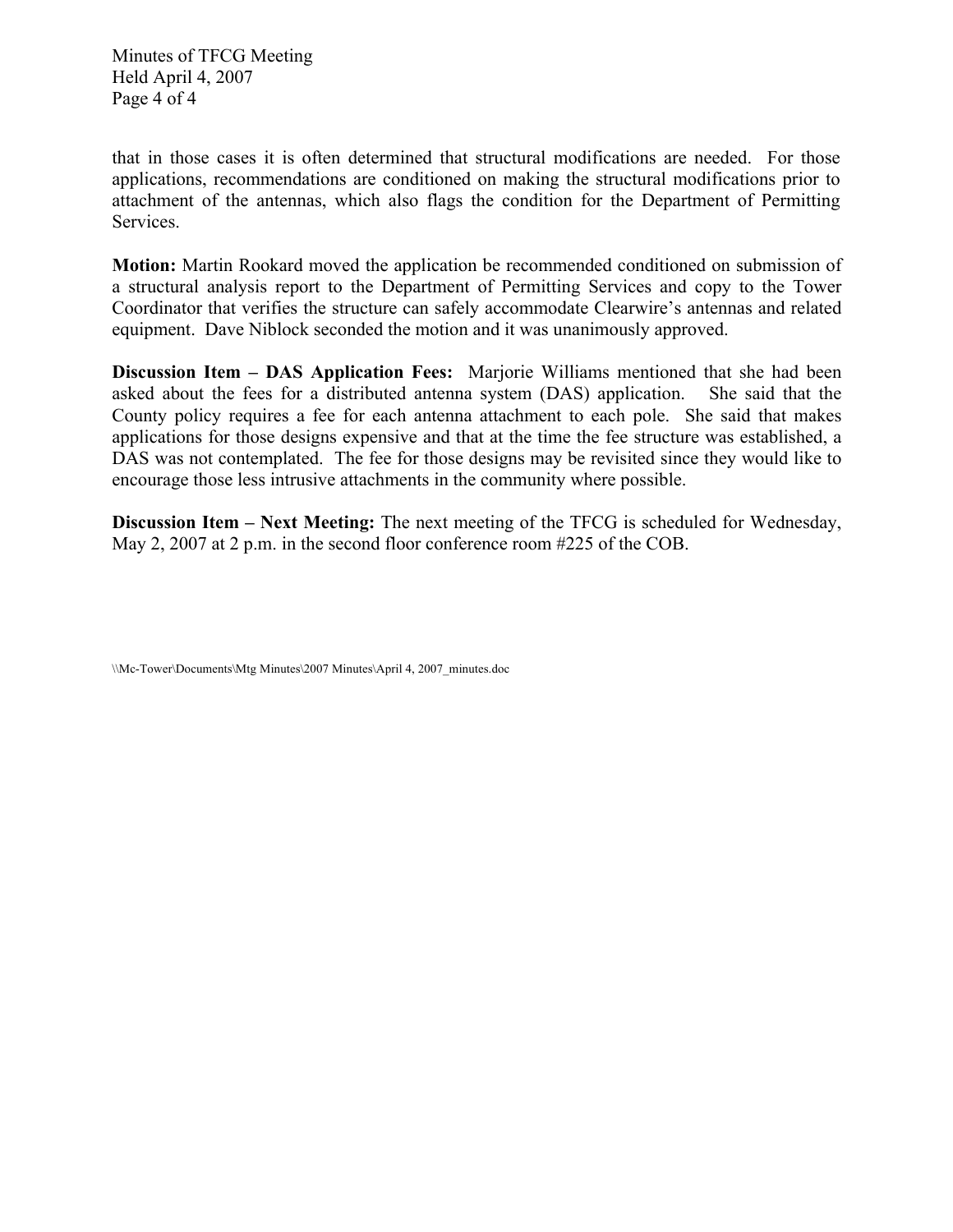that in those cases it is often determined that structural modifications are needed. For those applications, recommendations are conditioned on making the structural modifications prior to attachment of the antennas, which also flags the condition for the Department of Permitting Services.

**Motion:** Martin Rookard moved the application be recommended conditioned on submission of a structural analysis report to the Department of Permitting Services and copy to the Tower Coordinator that verifies the structure can safely accommodate Clearwire's antennas and related equipment. Dave Niblock seconded the motion and it was unanimously approved.

**Discussion Item – DAS Application Fees:** Marjorie Williams mentioned that she had been asked about the fees for a distributed antenna system (DAS) application. She said that the County policy requires a fee for each antenna attachment to each pole. She said that makes applications for those designs expensive and that at the time the fee structure was established, a DAS was not contemplated. The fee for those designs may be revisited since they would like to encourage those less intrusive attachments in the community where possible.

**Discussion Item – Next Meeting:** The next meeting of the TFCG is scheduled for Wednesday, May 2, 2007 at 2 p.m. in the second floor conference room #225 of the COB.

\\Mc-Tower\Documents\Mtg Minutes\2007 Minutes\April 4, 2007_minutes.doc